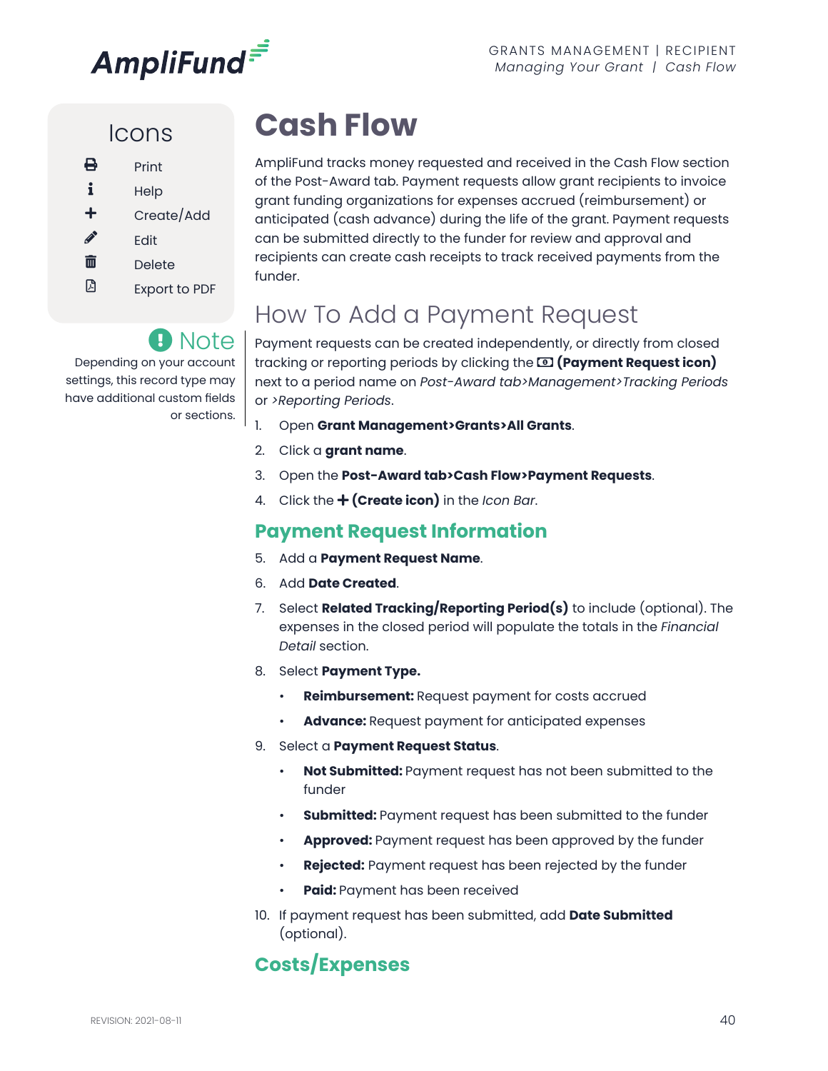# Cash Flow

AmpliFund tracks money requested and received in the Cash Flow section of the Post-Award tab. Payment requests allow grant recipients to invoice grant funding organizations for expenses accrued (reimbursement) or anticipated (cash advance) during the life of the grant. Payment requests can be submitted directly to the funder for review and approval and recipients can create cash receipts to track received payments from the funder.

## Icons

- Print
- Help
- Create/Add
- Edit
- Delete
- Export to PDF

**Note**

Depending on your account settings, this record type may have additional custom fields or sections.

## How To Add a Payment Request

Payment requests can be created independently, or directly from closed tracking or reporting periods by clicking the **(Payment Request icon)** next to a period name on *Post-Award tab>Management>Tracking Periods* or *>Reporting Periods*.

1. Open **Grant Management>Grants>All Grants**.
2. Click a **grant name**.
3. Open the **Post-Award tab>Cash Flow>Payment Requests**.
4. Click the **+ (Create icon)** in the *Icon Bar*.

### Payment Request Information

5. Add a **Payment Request Name**.
6. Add **Date Created**.
7. Select **Related Tracking/Reporting Period(s)** to include (optional). The expenses in the closed period will populate the totals in the *Financial Detail* section.
8. Select **Payment Type.**
   - **Reimbursement:** Request payment for costs accrued
   - **Advance:** Request payment for anticipated expenses
9. Select a **Payment Request Status**.
   - **Not Submitted:** Payment request has not been submitted to the funder
   - **Submitted:** Payment request has been submitted to the funder
   - **Approved:** Payment request has been approved by the funder
   - **Rejected:** Payment request has been rejected by the funder
   - **Paid:** Payment has been received
10. If payment request has been submitted, add **Date Submitted** (optional).

### Costs/Expenses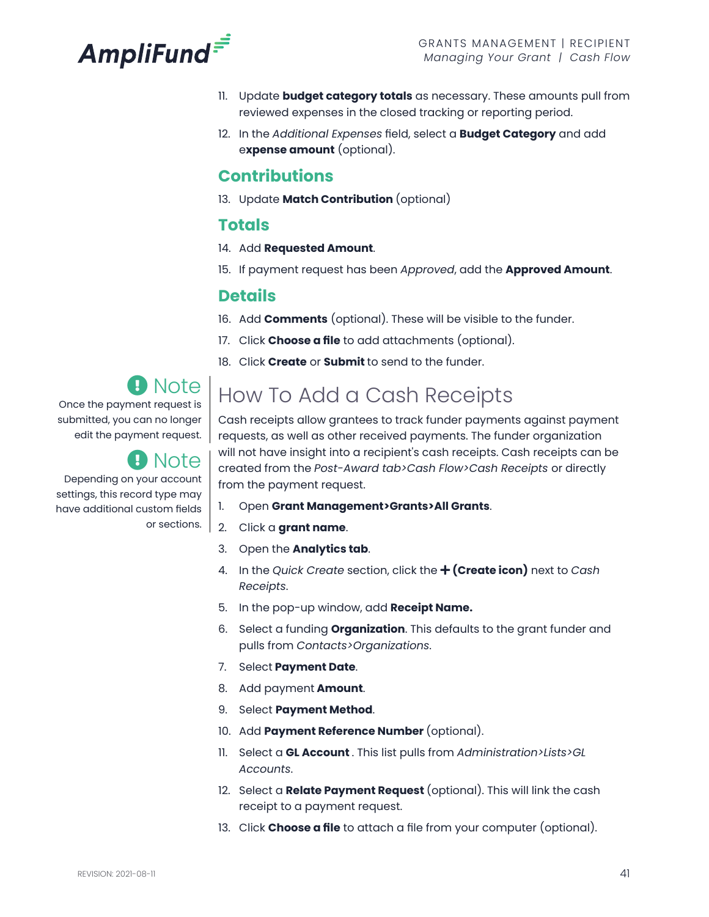11. Update **budget category totals** as necessary. These amounts pull from reviewed expenses in the closed tracking or reporting period.
12. In the *Additional Expenses* field, select a **Budget Category** and add e**xpense amount** (optional).

### Contributions

13. Update **Match Contribution** (optional)

### Totals

14. Add **Requested Amount**.
15. If payment request has been *Approved*, add the **Approved Amount**.

### Details

16. Add **Comments** (optional). These will be visible to the funder.
17. Click **Choose a file** to add attachments (optional).
18. Click **Create** or **Submit** to send to the funder.

> **Note**
> Once the payment request is submitted, you can no longer edit the payment request.

> **Note**
> Depending on your account settings, this record type may have additional custom fields or sections.

## How To Add a Cash Receipts

Cash receipts allow grantees to track funder payments against payment requests, as well as other received payments. The funder organization will not have insight into a recipient's cash receipts. Cash receipts can be created from the *Post-Award tab>Cash Flow>Cash Receipts* or directly from the payment request.

1. Open **Grant Management>Grants>All Grants**.
2. Click a **grant name**.
3. Open the **Analytics tab**.
4. In the *Quick Create* section, click the **+ (Create icon)** next to *Cash Receipts*.
5. In the pop-up window, add **Receipt Name.**
6. Select a funding **Organization**. This defaults to the grant funder and pulls from *Contacts>Organizations*.
7. Select **Payment Date**.
8. Add payment **Amount**.
9. Select **Payment Method**.
10. Add **Payment Reference Number** (optional).
11. Select a **GL Account** . This list pulls from *Administration>Lists>GL Accounts*.
12. Select a **Relate Payment Request** (optional). This will link the cash receipt to a payment request.
13. Click **Choose a file** to attach a file from your computer (optional).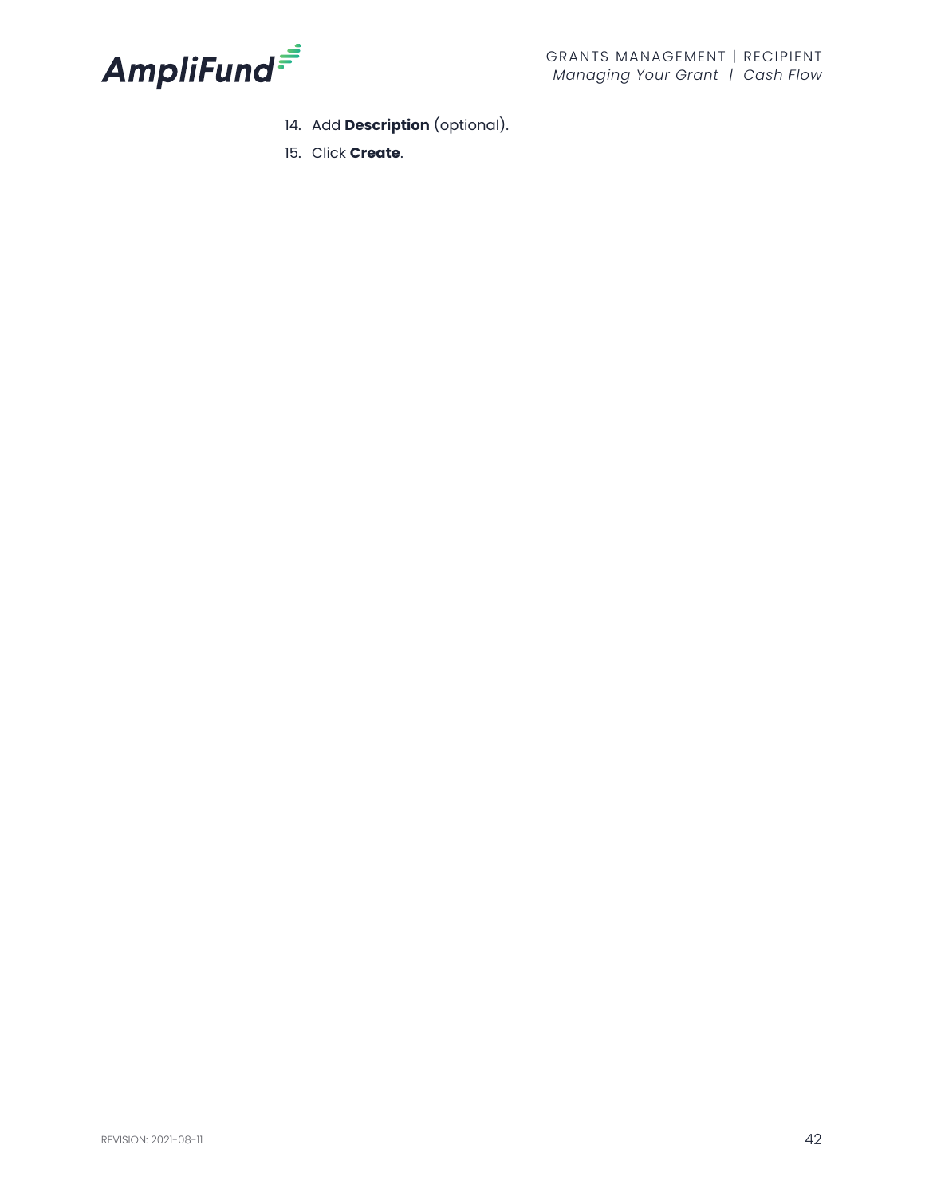14. Add **Description** (optional).
15. Click **Create**.